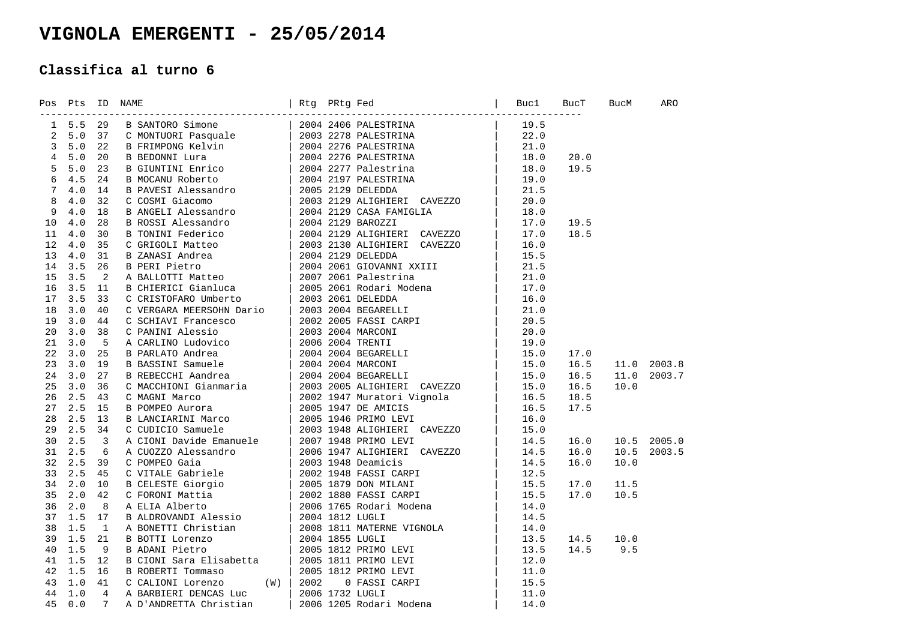# VIGNOLA EMERGENTI - 25/05/2014

### Classifica al turno 6

| Pos | Pts | ID | NAME | Rtg | PRtg | Fed | Buc1 | BucT | BucM | ARO |
|---|---|---|---|---|---|---|---|---|---|---|
| 1 | 5.5 | 29 | B SANTORO Simone | 2004 | 2406 | PALESTRINA | 19.5 | | | |
| 2 | 5.0 | 37 | C MONTUORI Pasquale | 2003 | 2278 | PALESTRINA | 22.0 | | | |
| 3 | 5.0 | 22 | B FRIMPONG Kelvin | 2004 | 2276 | PALESTRINA | 21.0 | | | |
| 4 | 5.0 | 20 | B BEDONNI Lura | 2004 | 2276 | PALESTRINA | 18.0 | 20.0 | | |
| 5 | 5.0 | 23 | B GIUNTINI Enrico | 2004 | 2277 | Palestrina | 18.0 | 19.5 | | |
| 6 | 4.5 | 24 | B MOCANU Roberto | 2004 | 2197 | PALESTRINA | 19.0 | | | |
| 7 | 4.0 | 14 | B PAVESI Alessandro | 2005 | 2129 | DELEDDA | 21.5 | | | |
| 8 | 4.0 | 32 | C COSMI Giacomo | 2003 | 2129 | ALIGHIERI CAVEZZO | 20.0 | | | |
| 9 | 4.0 | 18 | B ANGELI Alessandro | 2004 | 2129 | CASA FAMIGLIA | 18.0 | | | |
| 10 | 4.0 | 28 | B ROSSI Alessandro | 2004 | 2129 | BAROZZI | 17.0 | 19.5 | | |
| 11 | 4.0 | 30 | B TONINI Federico | 2004 | 2129 | ALIGHIERI CAVEZZO | 17.0 | 18.5 | | |
| 12 | 4.0 | 35 | C GRIGOLI Matteo | 2003 | 2130 | ALIGHIERI CAVEZZO | 16.0 | | | |
| 13 | 4.0 | 31 | B ZANASI Andrea | 2004 | 2129 | DELEDDA | 15.5 | | | |
| 14 | 3.5 | 26 | B PERI Pietro | 2004 | 2061 | GIOVANNI XXIII | 21.5 | | | |
| 15 | 3.5 | 2 | A BALLOTTI Matteo | 2007 | 2061 | Palestrina | 21.0 | | | |
| 16 | 3.5 | 11 | B CHIERICI Gianluca | 2005 | 2061 | Rodari Modena | 17.0 | | | |
| 17 | 3.5 | 33 | C CRISTOFARO Umberto | 2003 | 2061 | DELEDDA | 16.0 | | | |
| 18 | 3.0 | 40 | C VERGARA MEERSOHN Dario | 2003 | 2004 | BEGARELLI | 21.0 | | | |
| 19 | 3.0 | 44 | C SCHIAVI Francesco | 2002 | 2005 | FASSI CARPI | 20.5 | | | |
| 20 | 3.0 | 38 | C PANINI Alessio | 2003 | 2004 | MARCONI | 20.0 | | | |
| 21 | 3.0 | 5 | A CARLINO Ludovico | 2006 | 2004 | TRENTI | 19.0 | | | |
| 22 | 3.0 | 25 | B PARLATO Andrea | 2004 | 2004 | BEGARELLI | 15.0 | 17.0 | | |
| 23 | 3.0 | 19 | B BASSINI Samuele | 2004 | 2004 | MARCONI | 15.0 | 16.5 | 11.0 | 2003.8 |
| 24 | 3.0 | 27 | B REBECCHI Aandrea | 2004 | 2004 | BEGARELLI | 15.0 | 16.5 | 11.0 | 2003.7 |
| 25 | 3.0 | 36 | C MACCHIONI Gianmaria | 2003 | 2005 | ALIGHIERI CAVEZZO | 15.0 | 16.5 | 10.0 | |
| 26 | 2.5 | 43 | C MAGNI Marco | 2002 | 1947 | Muratori Vignola | 16.5 | 18.5 | | |
| 27 | 2.5 | 15 | B POMPEO Aurora | 2005 | 1947 | DE AMICIS | 16.5 | 17.5 | | |
| 28 | 2.5 | 13 | B LANCIARINI Marco | 2005 | 1946 | PRIMO LEVI | 16.0 | | | |
| 29 | 2.5 | 34 | C CUDICIO Samuele | 2003 | 1948 | ALIGHIERI CAVEZZO | 15.0 | | | |
| 30 | 2.5 | 3 | A CIONI Davide Emanuele | 2007 | 1948 | PRIMO LEVI | 14.5 | 16.0 | 10.5 | 2005.0 |
| 31 | 2.5 | 6 | A CUOZZO Alessandro | 2006 | 1947 | ALIGHIERI CAVEZZO | 14.5 | 16.0 | 10.5 | 2003.5 |
| 32 | 2.5 | 39 | C POMPEO Gaia | 2003 | 1948 | Deamicis | 14.5 | 16.0 | 10.0 | |
| 33 | 2.5 | 45 | C VITALE Gabriele | 2002 | 1948 | FASSI CARPI | 12.5 | | | |
| 34 | 2.0 | 10 | B CELESTE Giorgio | 2005 | 1879 | DON MILANI | 15.5 | 17.0 | 11.5 | |
| 35 | 2.0 | 42 | C FORONI Mattia | 2002 | 1880 | FASSI CARPI | 15.5 | 17.0 | 10.5 | |
| 36 | 2.0 | 8 | A ELIA Alberto | 2006 | 1765 | Rodari Modena | 14.0 | | | |
| 37 | 1.5 | 17 | B ALDROVANDI Alessio | 2004 | 1812 | LUGLI | 14.5 | | | |
| 38 | 1.5 | 1 | A BONETTI Christian | 2008 | 1811 | MATERNE VIGNOLA | 14.0 | | | |
| 39 | 1.5 | 21 | B BOTTI Lorenzo | 2004 | 1855 | LUGLI | 13.5 | 14.5 | 10.0 | |
| 40 | 1.5 | 9 | B ADANI Pietro | 2005 | 1812 | PRIMO LEVI | 13.5 | 14.5 | 9.5 | |
| 41 | 1.5 | 12 | B CIONI Sara Elisabetta | 2005 | 1811 | PRIMO LEVI | 12.0 | | | |
| 42 | 1.5 | 16 | B ROBERTI Tommaso | 2005 | 1812 | PRIMO LEVI | 11.0 | | | |
| 43 | 1.0 | 41 | C CALIONI Lorenzo (W) | 2002 | 0 | FASSI CARPI | 15.5 | | | |
| 44 | 1.0 | 4 | A BARBIERI DENCAS Luc | 2006 | 1732 | LUGLI | 11.0 | | | |
| 45 | 0.0 | 7 | A D'ANDRETTA Christian | 2006 | 1205 | Rodari Modena | 14.0 | | | |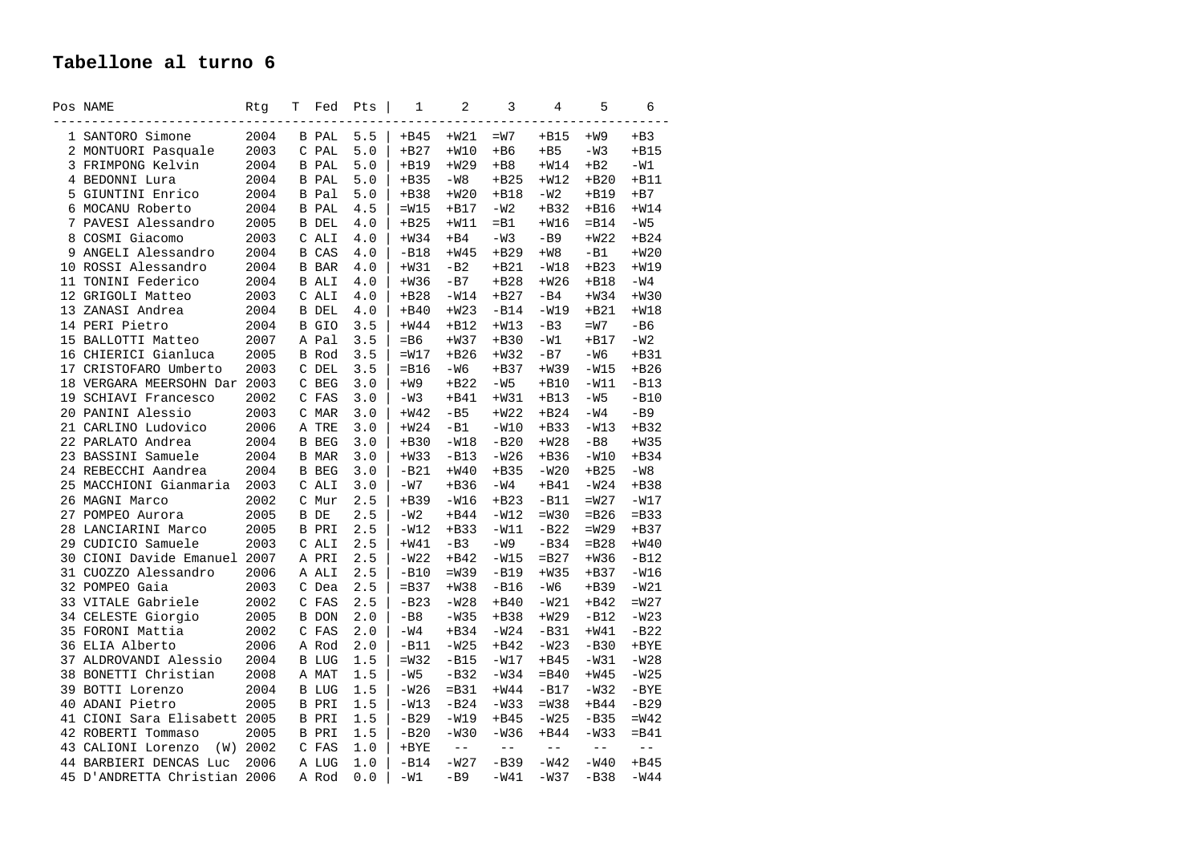**Tabellone al turno 6**

| Pos | NAME | Rtg | T | Fed | Pts | 1 | 2 | 3 | 4 | 5 | 6 |
|---|---|---|---|---|---|---|---|---|---|---|---|
| 1 | SANTORO Simone | 2004 | B | PAL | 5.5 | +B45 | +W21 | =W7 | +B15 | +W9 | +B3 |
| 2 | MONTUORI Pasquale | 2003 | C | PAL | 5.0 | +B27 | +W10 | +B6 | +B5 | -W3 | +B15 |
| 3 | FRIMPONG Kelvin | 2004 | B | PAL | 5.0 | +B19 | +W29 | +B8 | +W14 | +B2 | -W1 |
| 4 | BEDONNI Lura | 2004 | B | PAL | 5.0 | +B35 | -W8 | +B25 | +W12 | +B20 | +B11 |
| 5 | GIUNTINI Enrico | 2004 | B | Pal | 5.0 | +B38 | +W20 | +B18 | -W2 | +B19 | +B7 |
| 6 | MOCANU Roberto | 2004 | B | PAL | 4.5 | =W15 | +B17 | -W2 | +B32 | +B16 | +W14 |
| 7 | PAVESI Alessandro | 2005 | B | DEL | 4.0 | +B25 | +W11 | =B1 | +W16 | =B14 | -W5 |
| 8 | COSMI Giacomo | 2003 | C | ALI | 4.0 | +W34 | +B4 | -W3 | -B9 | +W22 | +B24 |
| 9 | ANGELI Alessandro | 2004 | B | CAS | 4.0 | -B18 | +W45 | +B29 | +W8 | -B1 | +W20 |
| 10 | ROSSI Alessandro | 2004 | B | BAR | 4.0 | +W31 | -B2 | +B21 | -W18 | +B23 | +W19 |
| 11 | TONINI Federico | 2004 | B | ALI | 4.0 | +W36 | -B7 | +B28 | +W26 | +B18 | -W4 |
| 12 | GRIGOLI Matteo | 2003 | C | ALI | 4.0 | +B28 | -W14 | +B27 | -B4 | +W34 | +W30 |
| 13 | ZANASI Andrea | 2004 | B | DEL | 4.0 | +B40 | +W23 | -B14 | -W19 | +B21 | +W18 |
| 14 | PERI Pietro | 2004 | B | GIO | 3.5 | +W44 | +B12 | +W13 | -B3 | =W7 | -B6 |
| 15 | BALLOTTI Matteo | 2007 | A | Pal | 3.5 | =B6 | +W37 | +B30 | -W1 | +B17 | -W2 |
| 16 | CHIERICI Gianluca | 2005 | B | Rod | 3.5 | =W17 | +B26 | +W32 | -B7 | -W6 | +B31 |
| 17 | CRISTOFARO Umberto | 2003 | C | DEL | 3.5 | =B16 | -W6 | +B37 | +W39 | -W15 | +B26 |
| 18 | VERGARA MEERSOHN Dar | 2003 | C | BEG | 3.0 | +W9 | +B22 | -W5 | +B10 | -W11 | -B13 |
| 19 | SCHIAVI Francesco | 2002 | C | FAS | 3.0 | -W3 | +B41 | +W31 | +B13 | -W5 | -B10 |
| 20 | PANINI Alessio | 2003 | C | MAR | 3.0 | +W42 | -B5 | +W22 | +B24 | -W4 | -B9 |
| 21 | CARLINO Ludovico | 2006 | A | TRE | 3.0 | +W24 | -B1 | -W10 | +B33 | -W13 | +B32 |
| 22 | PARLATO Andrea | 2004 | B | BEG | 3.0 | +B30 | -W18 | -B20 | +W28 | -B8 | +W35 |
| 23 | BASSINI Samuele | 2004 | B | MAR | 3.0 | +W33 | -B13 | -W26 | +B36 | -W10 | +B34 |
| 24 | REBECCHI Aandrea | 2004 | B | BEG | 3.0 | -B21 | +W40 | +B35 | -W20 | +B25 | -W8 |
| 25 | MACCHIONI Gianmaria | 2003 | C | ALI | 3.0 | -W7 | +B36 | -W4 | +B41 | -W24 | +B38 |
| 26 | MAGNI Marco | 2002 | C | Mur | 2.5 | +B39 | -W16 | +B23 | -B11 | =W27 | -W17 |
| 27 | POMPEO Aurora | 2005 | B | DE | 2.5 | -W2 | +B44 | -W12 | =W30 | =B26 | =B33 |
| 28 | LANCIARINI Marco | 2005 | B | PRI | 2.5 | -W12 | +B33 | -W11 | -B22 | =W29 | +B37 |
| 29 | CUDICIO Samuele | 2003 | C | ALI | 2.5 | +W41 | -B3 | -W9 | -B34 | =B28 | +W40 |
| 30 | CIONI Davide Emanuel | 2007 | A | PRI | 2.5 | -W22 | +B42 | -W15 | =B27 | +W36 | -B12 |
| 31 | CUOZZO Alessandro | 2006 | A | ALI | 2.5 | -B10 | =W39 | -B19 | +W35 | +B37 | -W16 |
| 32 | POMPEO Gaia | 2003 | C | Dea | 2.5 | =B37 | +W38 | -B16 | -W6 | +B39 | -W21 |
| 33 | VITALE Gabriele | 2002 | C | FAS | 2.5 | -B23 | -W28 | +B40 | -W21 | +B42 | =W27 |
| 34 | CELESTE Giorgio | 2005 | B | DON | 2.0 | -B8 | -W35 | +B38 | +W29 | -B12 | -W23 |
| 35 | FORONI Mattia | 2002 | C | FAS | 2.0 | -W4 | +B34 | -W24 | -B31 | +W41 | -B22 |
| 36 | ELIA Alberto | 2006 | A | Rod | 2.0 | -B11 | -W25 | +B42 | -W23 | -B30 | +BYE |
| 37 | ALDROVANDI Alessio | 2004 | B | LUG | 1.5 | =W32 | -B15 | -W17 | +B45 | -W31 | -W28 |
| 38 | BONETTI Christian | 2008 | A | MAT | 1.5 | -W5 | -B32 | -W34 | =B40 | +W45 | -W25 |
| 39 | BOTTI Lorenzo | 2004 | B | LUG | 1.5 | -W26 | =B31 | +W44 | -B17 | -W32 | -BYE |
| 40 | ADANI Pietro | 2005 | B | PRI | 1.5 | -W13 | -B24 | -W33 | =W38 | +B44 | -B29 |
| 41 | CIONI Sara Elisabett | 2005 | B | PRI | 1.5 | -B29 | -W19 | +B45 | -W25 | -B35 | =W42 |
| 42 | ROBERTI Tommaso | 2005 | B | PRI | 1.5 | -B20 | -W30 | -W36 | +B44 | -W33 | =B41 |
| 43 | CALIONI Lorenzo (W) | 2002 | C | FAS | 1.0 | +BYE | -- | -- | -- | -- | -- |
| 44 | BARBIERI DENCAS Luc | 2006 | A | LUG | 1.0 | -B14 | -W27 | -B39 | -W42 | -W40 | +B45 |
| 45 | D'ANDRETTA Christian | 2006 | A | Rod | 0.0 | -W1 | -B9 | -W41 | -W37 | -B38 | -W44 |